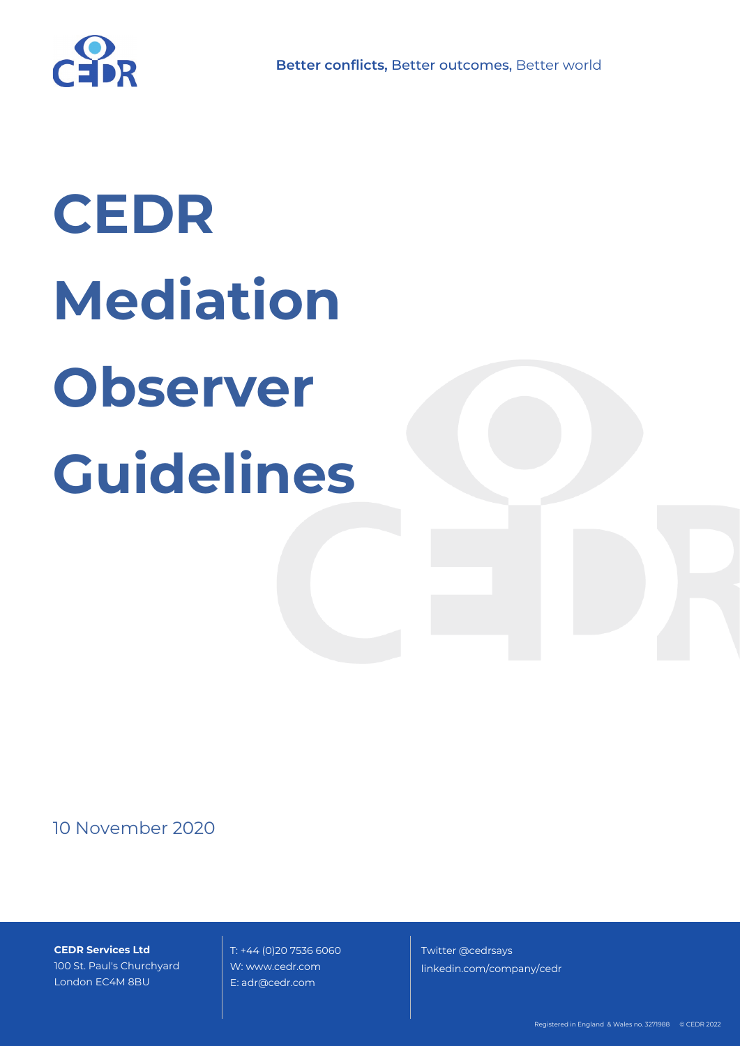Better conflicts, Better outcomes, Better world

# CEDR Mediation Observer Guidelines

10 November 2020

**CEDR Services Ltd**
100 St. Paul's Churchyard
London EC4M 8BU

T: +44 (0)20 7536 6060
W: www.cedr.com
E: adr@cedr.com

Twitter @cedrsays
linkedin.com/company/cedr

Registered in England & Wales no. 3271988 © CEDR 2022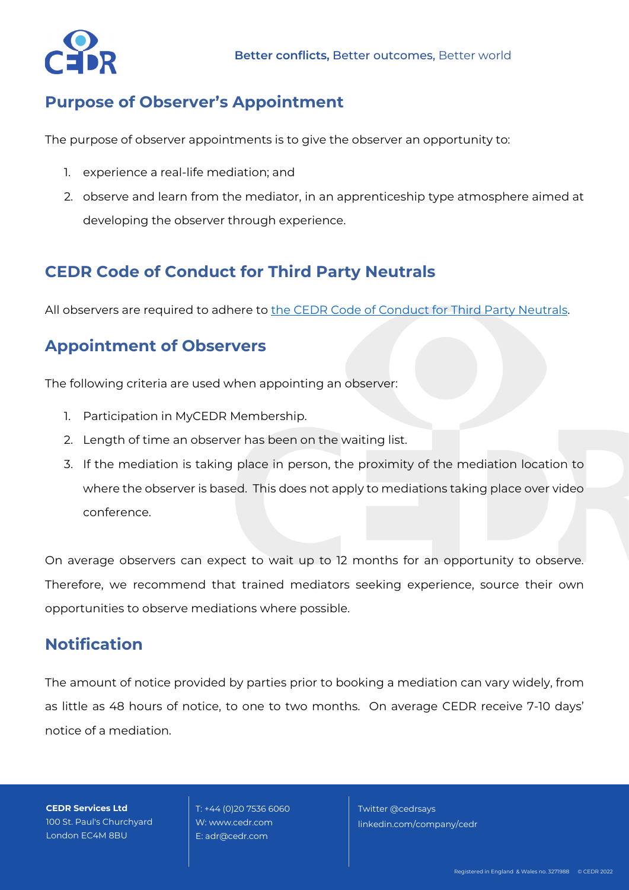## Purpose of Observer's Appointment

The purpose of observer appointments is to give the observer an opportunity to:

1. experience a real-life mediation; and
2. observe and learn from the mediator, in an apprenticeship type atmosphere aimed at developing the observer through experience.

## CEDR Code of Conduct for Third Party Neutrals

All observers are required to adhere to [the CEDR Code of Conduct for Third Party Neutrals](#).

## Appointment of Observers

The following criteria are used when appointing an observer:

1. Participation in MyCEDR Membership.
2. Length of time an observer has been on the waiting list.
3. If the mediation is taking place in person, the proximity of the mediation location to where the observer is based. This does not apply to mediations taking place over video conference.

On average observers can expect to wait up to 12 months for an opportunity to observe. Therefore, we recommend that trained mediators seeking experience, source their own opportunities to observe mediations where possible.

## Notification

The amount of notice provided by parties prior to booking a mediation can vary widely, from as little as 48 hours of notice, to one to two months. On average CEDR receive 7-10 days' notice of a mediation.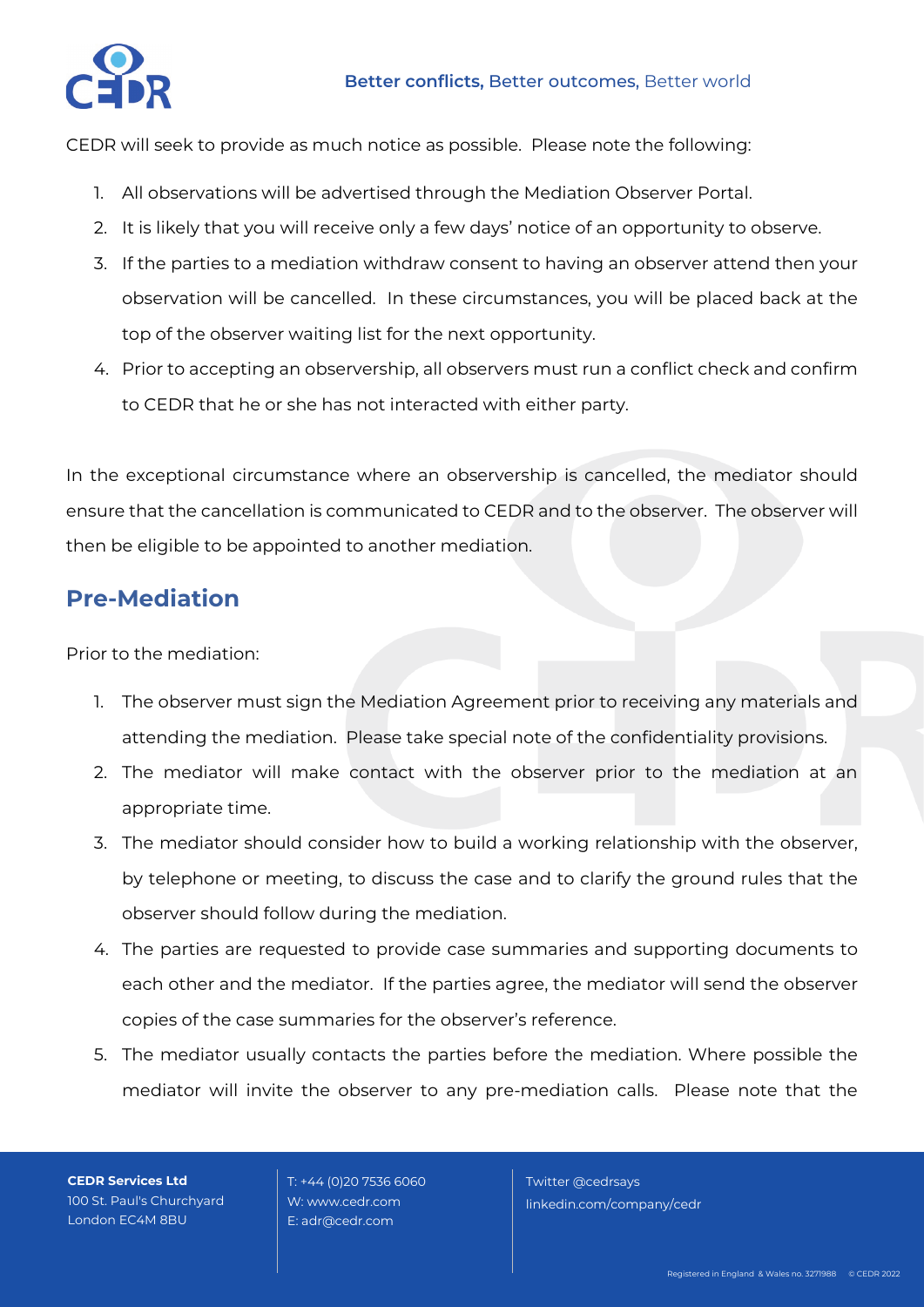CEDR will seek to provide as much notice as possible. Please note the following:

1. All observations will be advertised through the Mediation Observer Portal.
2. It is likely that you will receive only a few days' notice of an opportunity to observe.
3. If the parties to a mediation withdraw consent to having an observer attend then your observation will be cancelled. In these circumstances, you will be placed back at the top of the observer waiting list for the next opportunity.
4. Prior to accepting an observership, all observers must run a conflict check and confirm to CEDR that he or she has not interacted with either party.

In the exceptional circumstance where an observership is cancelled, the mediator should ensure that the cancellation is communicated to CEDR and to the observer. The observer will then be eligible to be appointed to another mediation.

## Pre-Mediation

Prior to the mediation:

1. The observer must sign the Mediation Agreement prior to receiving any materials and attending the mediation. Please take special note of the confidentiality provisions.
2. The mediator will make contact with the observer prior to the mediation at an appropriate time.
3. The mediator should consider how to build a working relationship with the observer, by telephone or meeting, to discuss the case and to clarify the ground rules that the observer should follow during the mediation.
4. The parties are requested to provide case summaries and supporting documents to each other and the mediator. If the parties agree, the mediator will send the observer copies of the case summaries for the observer's reference.
5. The mediator usually contacts the parties before the mediation. Where possible the mediator will invite the observer to any pre-mediation calls. Please note that the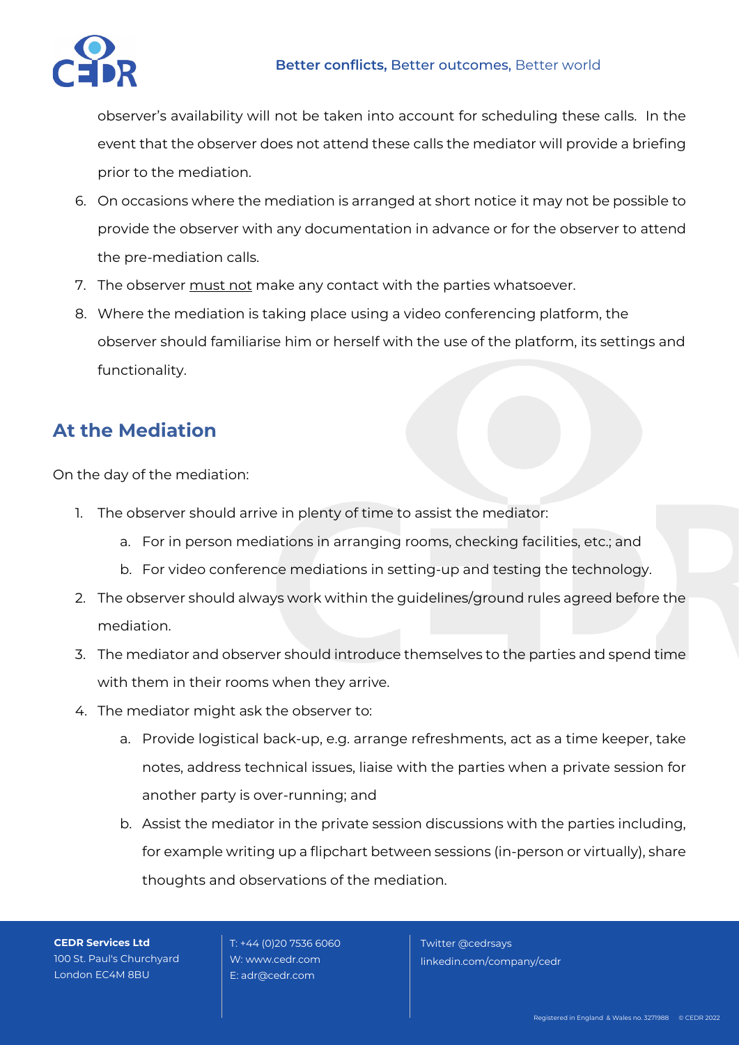observer's availability will not be taken into account for scheduling these calls. In the event that the observer does not attend these calls the mediator will provide a briefing prior to the mediation.

6. On occasions where the mediation is arranged at short notice it may not be possible to provide the observer with any documentation in advance or for the observer to attend the pre-mediation calls.
7. The observer <u>must not</u> make any contact with the parties whatsoever.
8. Where the mediation is taking place using a video conferencing platform, the observer should familiarise him or herself with the use of the platform, its settings and functionality.

## At the Mediation

On the day of the mediation:

1. The observer should arrive in plenty of time to assist the mediator:
   a. For in person mediations in arranging rooms, checking facilities, etc.; and
   b. For video conference mediations in setting-up and testing the technology.
2. The observer should always work within the guidelines/ground rules agreed before the mediation.
3. The mediator and observer should introduce themselves to the parties and spend time with them in their rooms when they arrive.
4. The mediator might ask the observer to:
   a. Provide logistical back-up, e.g. arrange refreshments, act as a time keeper, take notes, address technical issues, liaise with the parties when a private session for another party is over-running; and
   b. Assist the mediator in the private session discussions with the parties including, for example writing up a flipchart between sessions (in-person or virtually), share thoughts and observations of the mediation.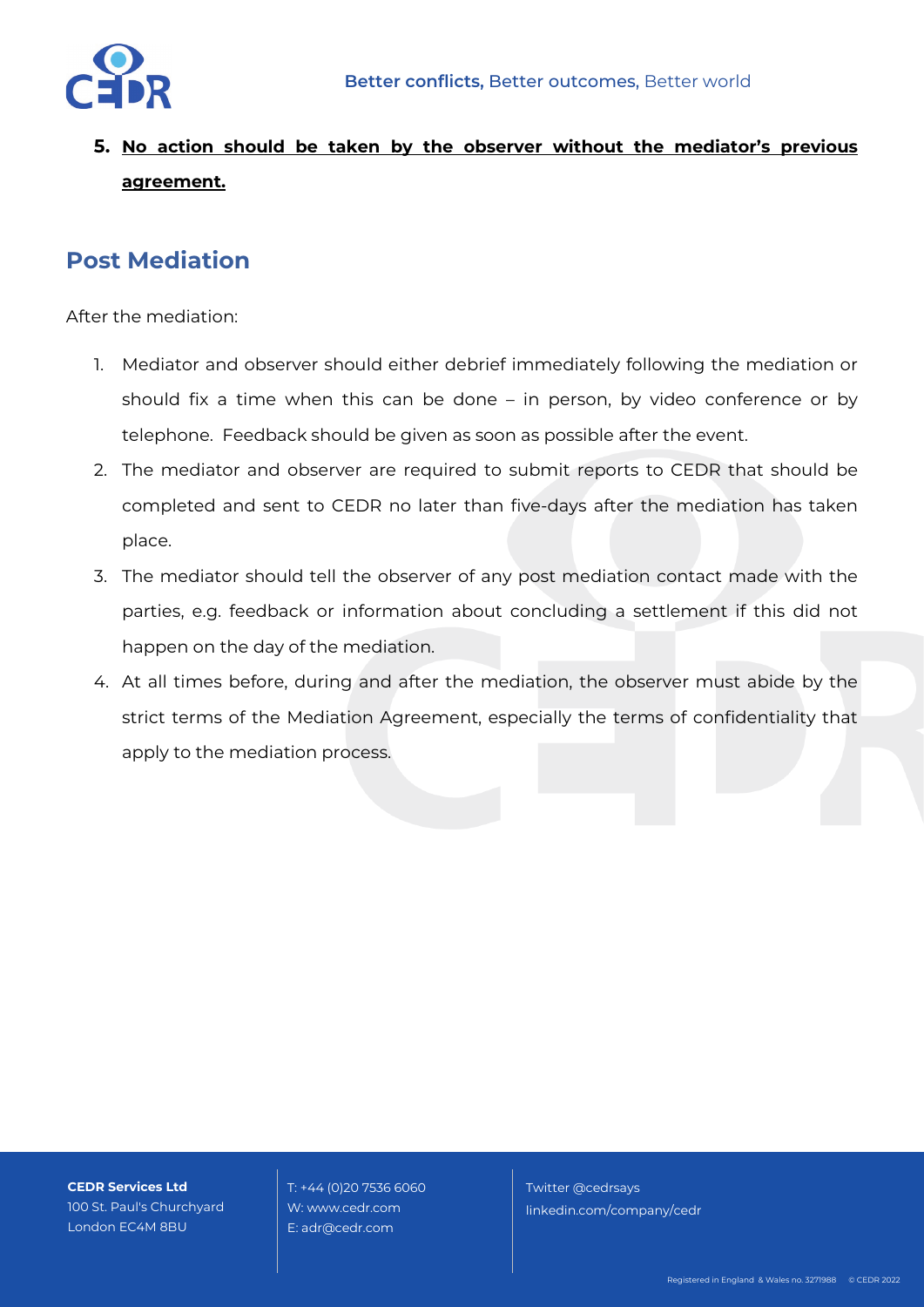5. **No action should be taken by the observer without the mediator's previous agreement.**

## Post Mediation

After the mediation:

1. Mediator and observer should either debrief immediately following the mediation or should fix a time when this can be done – in person, by video conference or by telephone. Feedback should be given as soon as possible after the event.
2. The mediator and observer are required to submit reports to CEDR that should be completed and sent to CEDR no later than five-days after the mediation has taken place.
3. The mediator should tell the observer of any post mediation contact made with the parties, e.g. feedback or information about concluding a settlement if this did not happen on the day of the mediation.
4. At all times before, during and after the mediation, the observer must abide by the strict terms of the Mediation Agreement, especially the terms of confidentiality that apply to the mediation process.